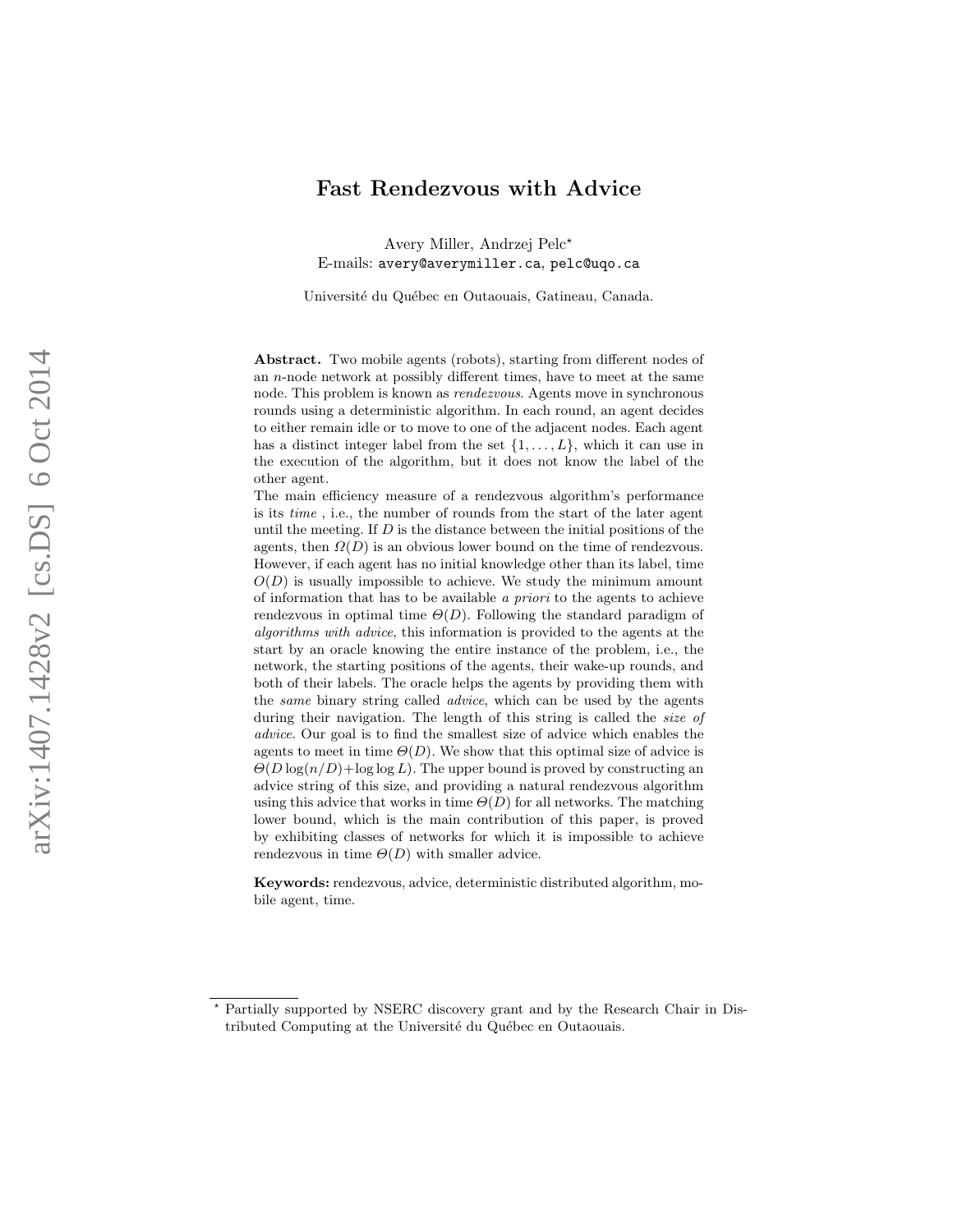# Fast Rendezvous with Advice

Avery Miller, Andrzej Pelc*
E-mails: avery@averymiller.ca, pelc@uqo.ca

Université du Québec en Outaouais, Gatineau, Canada.

**Abstract.** Two mobile agents (robots), starting from different nodes of an $n$-node network at possibly different times, have to meet at the same node. This problem is known as *rendezvous*. Agents move in synchronous rounds using a deterministic algorithm. In each round, an agent decides to either remain idle or to move to one of the adjacent nodes. Each agent has a distinct integer label from the set $\{1, \ldots, L\}$, which it can use in the execution of the algorithm, but it does not know the label of the other agent.

The main efficiency measure of a rendezvous algorithm's performance is its *time* , i.e., the number of rounds from the start of the later agent until the meeting. If $D$ is the distance between the initial positions of the agents, then $\Omega(D)$ is an obvious lower bound on the time of rendezvous. However, if each agent has no initial knowledge other than its label, time $O(D)$ is usually impossible to achieve. We study the minimum amount of information that has to be available *a priori* to the agents to achieve rendezvous in optimal time $\Theta(D)$. Following the standard paradigm of *algorithms with advice*, this information is provided to the agents at the start by an oracle knowing the entire instance of the problem, i.e., the network, the starting positions of the agents, their wake-up rounds, and both of their labels. The oracle helps the agents by providing them with the *same* binary string called *advice*, which can be used by the agents during their navigation. The length of this string is called the *size of advice*. Our goal is to find the smallest size of advice which enables the agents to meet in time $\Theta(D)$. We show that this optimal size of advice is $\Theta(D\log(n/D)+\log\log L)$. The upper bound is proved by constructing an advice string of this size, and providing a natural rendezvous algorithm using this advice that works in time $\Theta(D)$ for all networks. The matching lower bound, which is the main contribution of this paper, is proved by exhibiting classes of networks for which it is impossible to achieve rendezvous in time $\Theta(D)$ with smaller advice.

**Keywords:** rendezvous, advice, deterministic distributed algorithm, mobile agent, time.

---

* Partially supported by NSERC discovery grant and by the Research Chair in Distributed Computing at the Université du Québec en Outaouais.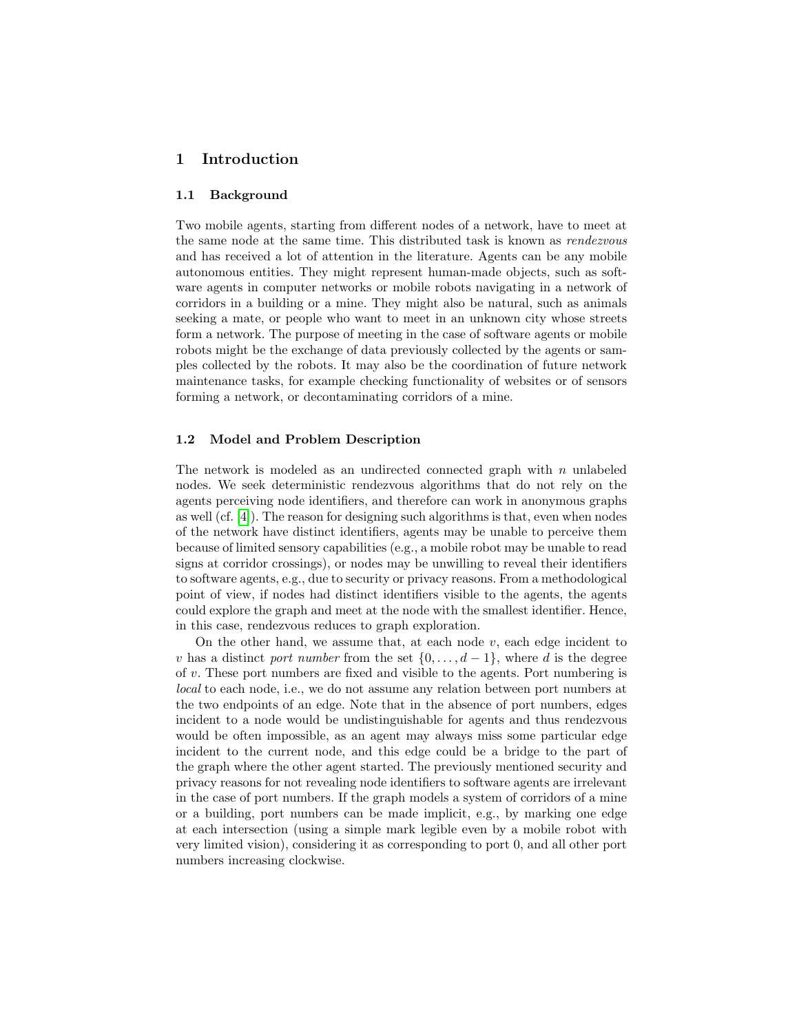# 1 Introduction

## 1.1 Background

Two mobile agents, starting from different nodes of a network, have to meet at the same node at the same time. This distributed task is known as *rendezvous* and has received a lot of attention in the literature. Agents can be any mobile autonomous entities. They might represent human-made objects, such as software agents in computer networks or mobile robots navigating in a network of corridors in a building or a mine. They might also be natural, such as animals seeking a mate, or people who want to meet in an unknown city whose streets form a network. The purpose of meeting in the case of software agents or mobile robots might be the exchange of data previously collected by the agents or samples collected by the robots. It may also be the coordination of future network maintenance tasks, for example checking functionality of websites or of sensors forming a network, or decontaminating corridors of a mine.

## 1.2 Model and Problem Description

The network is modeled as an undirected connected graph with $n$ unlabeled nodes. We seek deterministic rendezvous algorithms that do not rely on the agents perceiving node identifiers, and therefore can work in anonymous graphs as well (cf. [4]). The reason for designing such algorithms is that, even when nodes of the network have distinct identifiers, agents may be unable to perceive them because of limited sensory capabilities (e.g., a mobile robot may be unable to read signs at corridor crossings), or nodes may be unwilling to reveal their identifiers to software agents, e.g., due to security or privacy reasons. From a methodological point of view, if nodes had distinct identifiers visible to the agents, the agents could explore the graph and meet at the node with the smallest identifier. Hence, in this case, rendezvous reduces to graph exploration.

On the other hand, we assume that, at each node $v$, each edge incident to $v$ has a distinct *port number* from the set $\{0, \ldots, d-1\}$, where $d$ is the degree of $v$. These port numbers are fixed and visible to the agents. Port numbering is *local* to each node, i.e., we do not assume any relation between port numbers at the two endpoints of an edge. Note that in the absence of port numbers, edges incident to a node would be undistinguishable for agents and thus rendezvous would be often impossible, as an agent may always miss some particular edge incident to the current node, and this edge could be a bridge to the part of the graph where the other agent started. The previously mentioned security and privacy reasons for not revealing node identifiers to software agents are irrelevant in the case of port numbers. If the graph models a system of corridors of a mine or a building, port numbers can be made implicit, e.g., by marking one edge at each intersection (using a simple mark legible even by a mobile robot with very limited vision), considering it as corresponding to port 0, and all other port numbers increasing clockwise.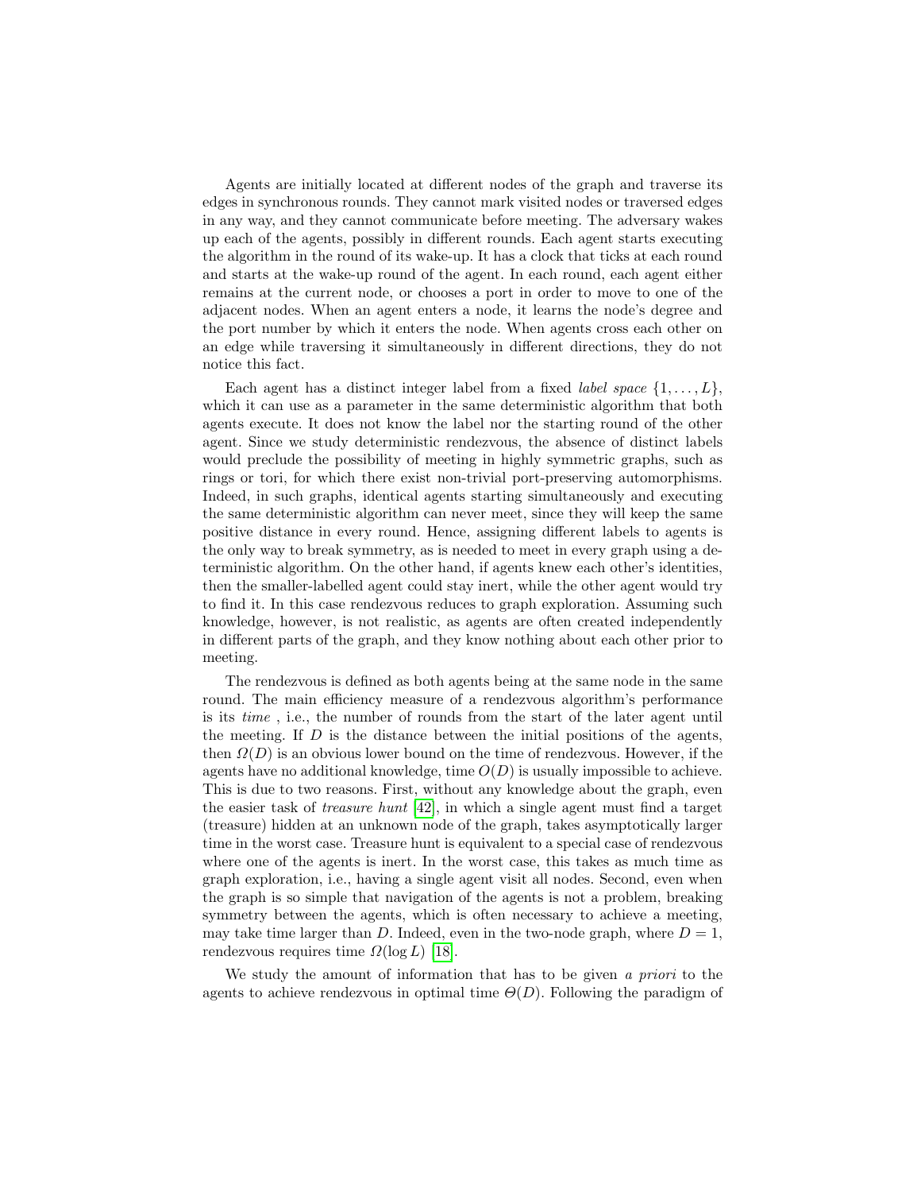Agents are initially located at different nodes of the graph and traverse its edges in synchronous rounds. They cannot mark visited nodes or traversed edges in any way, and they cannot communicate before meeting. The adversary wakes up each of the agents, possibly in different rounds. Each agent starts executing the algorithm in the round of its wake-up. It has a clock that ticks at each round and starts at the wake-up round of the agent. In each round, each agent either remains at the current node, or chooses a port in order to move to one of the adjacent nodes. When an agent enters a node, it learns the node's degree and the port number by which it enters the node. When agents cross each other on an edge while traversing it simultaneously in different directions, they do not notice this fact.

Each agent has a distinct integer label from a fixed *label space* $\{1, \ldots, L\}$, which it can use as a parameter in the same deterministic algorithm that both agents execute. It does not know the label nor the starting round of the other agent. Since we study deterministic rendezvous, the absence of distinct labels would preclude the possibility of meeting in highly symmetric graphs, such as rings or tori, for which there exist non-trivial port-preserving automorphisms. Indeed, in such graphs, identical agents starting simultaneously and executing the same deterministic algorithm can never meet, since they will keep the same positive distance in every round. Hence, assigning different labels to agents is the only way to break symmetry, as is needed to meet in every graph using a deterministic algorithm. On the other hand, if agents knew each other's identities, then the smaller-labelled agent could stay inert, while the other agent would try to find it. In this case rendezvous reduces to graph exploration. Assuming such knowledge, however, is not realistic, as agents are often created independently in different parts of the graph, and they know nothing about each other prior to meeting.

The rendezvous is defined as both agents being at the same node in the same round. The main efficiency measure of a rendezvous algorithm's performance is its *time* , i.e., the number of rounds from the start of the later agent until the meeting. If $D$ is the distance between the initial positions of the agents, then $\Omega(D)$ is an obvious lower bound on the time of rendezvous. However, if the agents have no additional knowledge, time $O(D)$ is usually impossible to achieve. This is due to two reasons. First, without any knowledge about the graph, even the easier task of *treasure hunt* [42], in which a single agent must find a target (treasure) hidden at an unknown node of the graph, takes asymptotically larger time in the worst case. Treasure hunt is equivalent to a special case of rendezvous where one of the agents is inert. In the worst case, this takes as much time as graph exploration, i.e., having a single agent visit all nodes. Second, even when the graph is so simple that navigation of the agents is not a problem, breaking symmetry between the agents, which is often necessary to achieve a meeting, may take time larger than $D$. Indeed, even in the two-node graph, where $D = 1$, rendezvous requires time $\Omega(\log L)$ [18].

We study the amount of information that has to be given *a priori* to the agents to achieve rendezvous in optimal time $\Theta(D)$. Following the paradigm of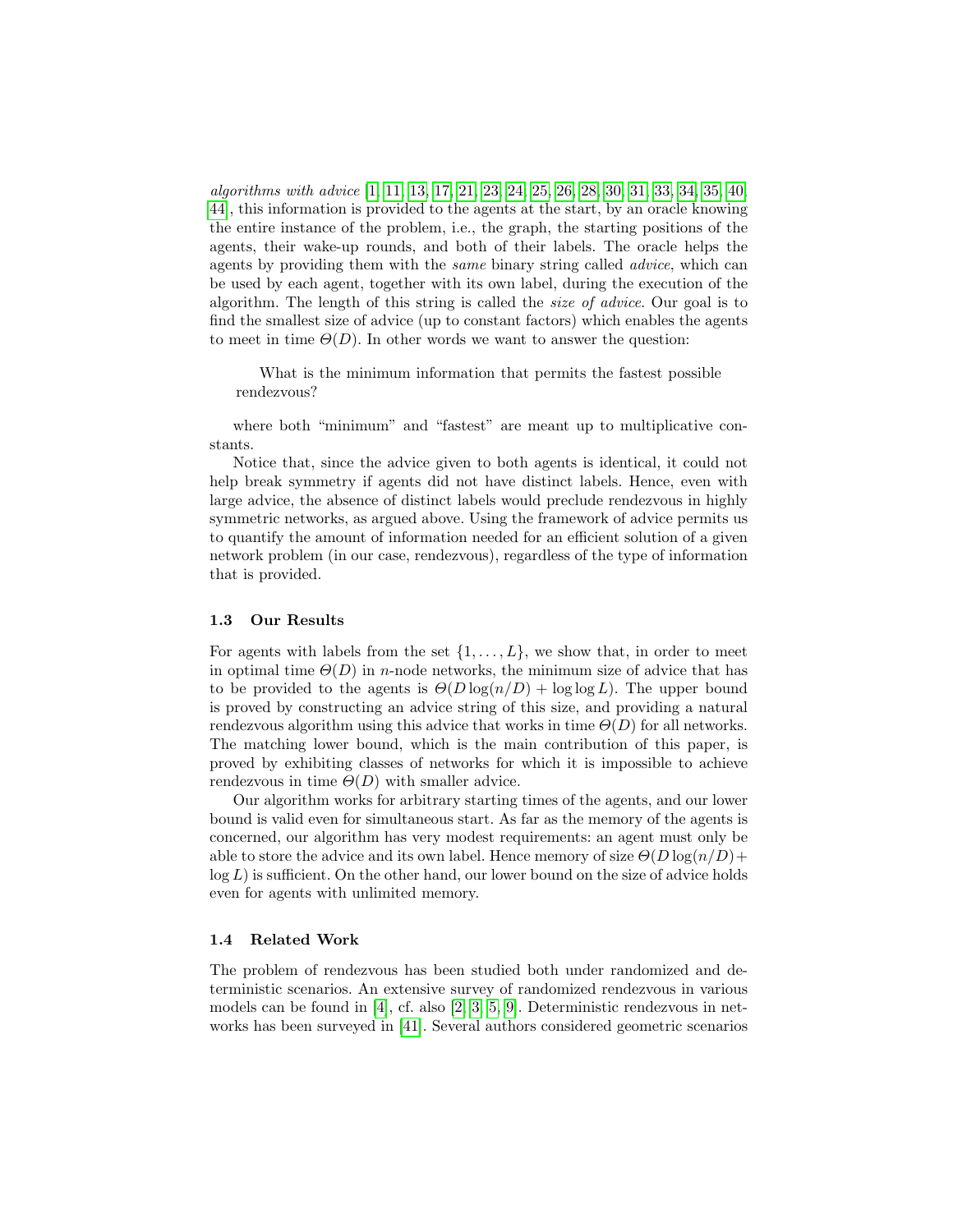*algorithms with advice* [1, 11, 13, 17, 21, 23, 24, 25, 26, 28, 30, 31, 33, 34, 35, 40, 44], this information is provided to the agents at the start, by an oracle knowing the entire instance of the problem, i.e., the graph, the starting positions of the agents, their wake-up rounds, and both of their labels. The oracle helps the agents by providing them with the *same* binary string called *advice*, which can be used by each agent, together with its own label, during the execution of the algorithm. The length of this string is called the *size of advice*. Our goal is to find the smallest size of advice (up to constant factors) which enables the agents to meet in time $\Theta(D)$. In other words we want to answer the question:

> What is the minimum information that permits the fastest possible rendezvous?

where both "minimum" and "fastest" are meant up to multiplicative constants.

Notice that, since the advice given to both agents is identical, it could not help break symmetry if agents did not have distinct labels. Hence, even with large advice, the absence of distinct labels would preclude rendezvous in highly symmetric networks, as argued above. Using the framework of advice permits us to quantify the amount of information needed for an efficient solution of a given network problem (in our case, rendezvous), regardless of the type of information that is provided.

### 1.3 Our Results

For agents with labels from the set $\{1, \ldots, L\}$, we show that, in order to meet in optimal time $\Theta(D)$ in $n$-node networks, the minimum size of advice that has to be provided to the agents is $\Theta(D \log(n/D) + \log \log L)$. The upper bound is proved by constructing an advice string of this size, and providing a natural rendezvous algorithm using this advice that works in time $\Theta(D)$ for all networks. The matching lower bound, which is the main contribution of this paper, is proved by exhibiting classes of networks for which it is impossible to achieve rendezvous in time $\Theta(D)$ with smaller advice.

Our algorithm works for arbitrary starting times of the agents, and our lower bound is valid even for simultaneous start. As far as the memory of the agents is concerned, our algorithm has very modest requirements: an agent must only be able to store the advice and its own label. Hence memory of size $\Theta(D \log(n/D) + \log L)$ is sufficient. On the other hand, our lower bound on the size of advice holds even for agents with unlimited memory.

### 1.4 Related Work

The problem of rendezvous has been studied both under randomized and deterministic scenarios. An extensive survey of randomized rendezvous in various models can be found in [4], cf. also [2, 3, 5, 9]. Deterministic rendezvous in networks has been surveyed in [41]. Several authors considered geometric scenarios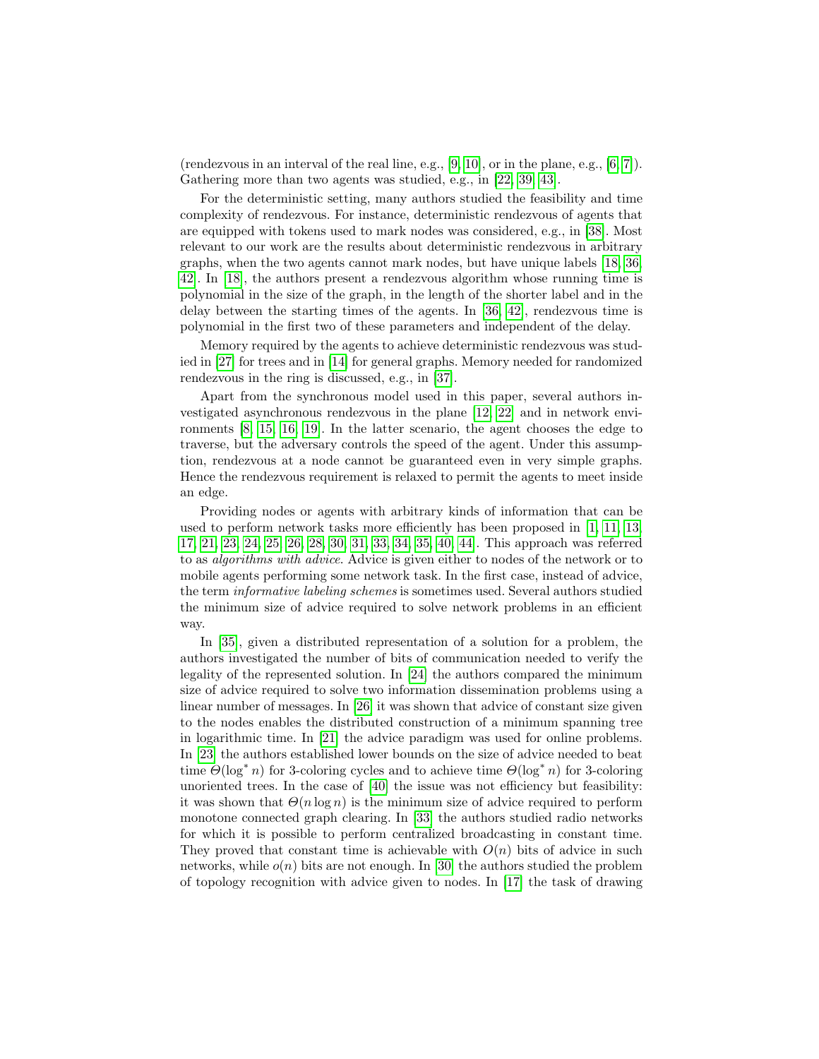(rendezvous in an interval of the real line, e.g., [9, 10], or in the plane, e.g., [6, 7]). Gathering more than two agents was studied, e.g., in [22, 39, 43].

For the deterministic setting, many authors studied the feasibility and time complexity of rendezvous. For instance, deterministic rendezvous of agents that are equipped with tokens used to mark nodes was considered, e.g., in [38]. Most relevant to our work are the results about deterministic rendezvous in arbitrary graphs, when the two agents cannot mark nodes, but have unique labels [18, 36, 42]. In [18], the authors present a rendezvous algorithm whose running time is polynomial in the size of the graph, in the length of the shorter label and in the delay between the starting times of the agents. In [36, 42], rendezvous time is polynomial in the first two of these parameters and independent of the delay.

Memory required by the agents to achieve deterministic rendezvous was studied in [27] for trees and in [14] for general graphs. Memory needed for randomized rendezvous in the ring is discussed, e.g., in [37].

Apart from the synchronous model used in this paper, several authors investigated asynchronous rendezvous in the plane [12, 22] and in network environments [8, 15, 16, 19]. In the latter scenario, the agent chooses the edge to traverse, but the adversary controls the speed of the agent. Under this assumption, rendezvous at a node cannot be guaranteed even in very simple graphs. Hence the rendezvous requirement is relaxed to permit the agents to meet inside an edge.

Providing nodes or agents with arbitrary kinds of information that can be used to perform network tasks more efficiently has been proposed in [1, 11, 13, 17, 21, 23, 24, 25, 26, 28, 30, 31, 33, 34, 35, 40, 44]. This approach was referred to as *algorithms with advice*. Advice is given either to nodes of the network or to mobile agents performing some network task. In the first case, instead of advice, the term *informative labeling schemes* is sometimes used. Several authors studied the minimum size of advice required to solve network problems in an efficient way.

In [35], given a distributed representation of a solution for a problem, the authors investigated the number of bits of communication needed to verify the legality of the represented solution. In [24] the authors compared the minimum size of advice required to solve two information dissemination problems using a linear number of messages. In [26] it was shown that advice of constant size given to the nodes enables the distributed construction of a minimum spanning tree in logarithmic time. In [21] the advice paradigm was used for online problems. In [23] the authors established lower bounds on the size of advice needed to beat time $\Theta(\log^* n)$ for 3-coloring cycles and to achieve time $\Theta(\log^* n)$ for 3-coloring unoriented trees. In the case of [40] the issue was not efficiency but feasibility: it was shown that $\Theta(n \log n)$ is the minimum size of advice required to perform monotone connected graph clearing. In [33] the authors studied radio networks for which it is possible to perform centralized broadcasting in constant time. They proved that constant time is achievable with $O(n)$ bits of advice in such networks, while $o(n)$ bits are not enough. In [30] the authors studied the problem of topology recognition with advice given to nodes. In [17] the task of drawing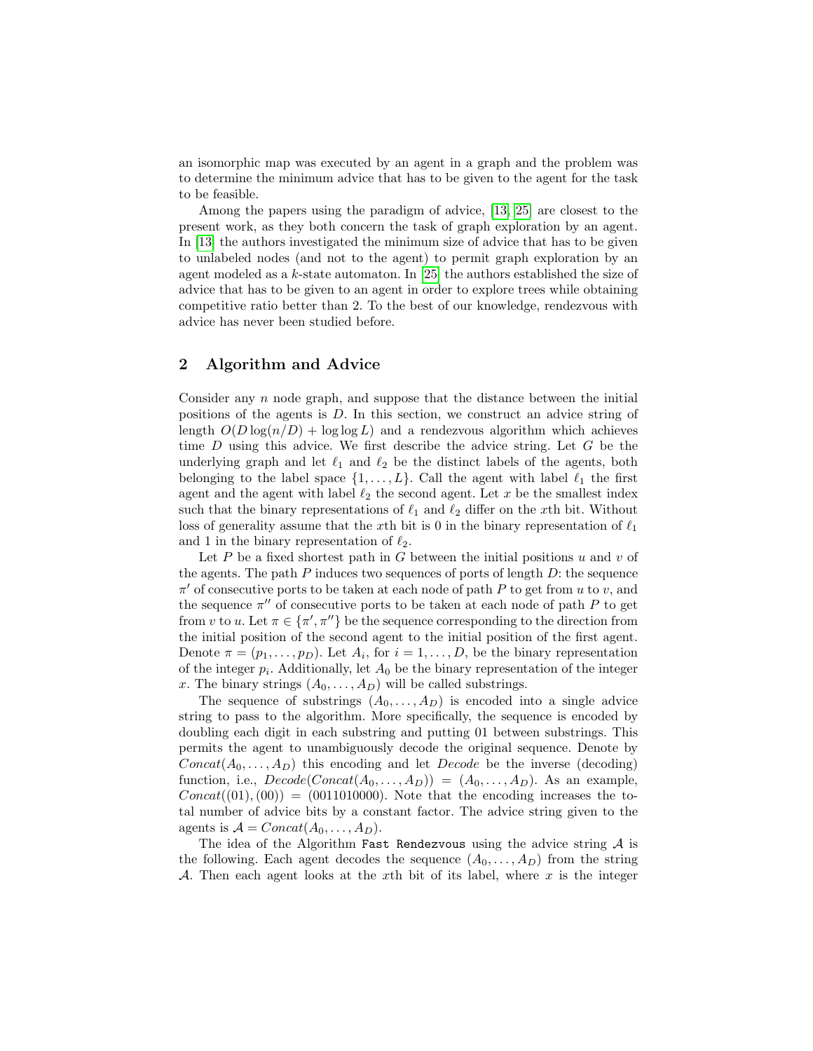an isomorphic map was executed by an agent in a graph and the problem was to determine the minimum advice that has to be given to the agent for the task to be feasible.

Among the papers using the paradigm of advice, [13, 25] are closest to the present work, as they both concern the task of graph exploration by an agent. In [13] the authors investigated the minimum size of advice that has to be given to unlabeled nodes (and not to the agent) to permit graph exploration by an agent modeled as a $k$-state automaton. In [25] the authors established the size of advice that has to be given to an agent in order to explore trees while obtaining competitive ratio better than 2. To the best of our knowledge, rendezvous with advice has never been studied before.

## 2 Algorithm and Advice

Consider any $n$ node graph, and suppose that the distance between the initial positions of the agents is $D$. In this section, we construct an advice string of length $O(D \log(n/D) + \log \log L)$ and a rendezvous algorithm which achieves time $D$ using this advice. We first describe the advice string. Let $G$ be the underlying graph and let $\ell_1$ and $\ell_2$ be the distinct labels of the agents, both belonging to the label space $\{1, \ldots, L\}$. Call the agent with label $\ell_1$ the first agent and the agent with label $\ell_2$ the second agent. Let $x$ be the smallest index such that the binary representations of $\ell_1$ and $\ell_2$ differ on the $x$th bit. Without loss of generality assume that the $x$th bit is 0 in the binary representation of $\ell_1$ and 1 in the binary representation of $\ell_2$.

Let $P$ be a fixed shortest path in $G$ between the initial positions $u$ and $v$ of the agents. The path $P$ induces two sequences of ports of length $D$: the sequence $\pi'$ of consecutive ports to be taken at each node of path $P$ to get from $u$ to $v$, and the sequence $\pi''$ of consecutive ports to be taken at each node of path $P$ to get from $v$ to $u$. Let $\pi \in \{\pi', \pi''\}$ be the sequence corresponding to the direction from the initial position of the second agent to the initial position of the first agent. Denote $\pi = (p_1, \ldots, p_D)$. Let $A_i$, for $i = 1, \ldots, D$, be the binary representation of the integer $p_i$. Additionally, let $A_0$ be the binary representation of the integer $x$. The binary strings $(A_0, \ldots, A_D)$ will be called substrings.

The sequence of substrings $(A_0, \ldots, A_D)$ is encoded into a single advice string to pass to the algorithm. More specifically, the sequence is encoded by doubling each digit in each substring and putting 01 between substrings. This permits the agent to unambiguously decode the original sequence. Denote by $Concat(A_0, \ldots, A_D)$ this encoding and let $Decode$ be the inverse (decoding) function, i.e., $Decode(Concat(A_0, \ldots, A_D)) = (A_0, \ldots, A_D)$. As an example, $Concat((01), (00)) = (0011010000)$. Note that the encoding increases the total number of advice bits by a constant factor. The advice string given to the agents is $\mathcal{A} = Concat(A_0, \ldots, A_D)$.

The idea of the Algorithm `Fast Rendezvous` using the advice string $\mathcal{A}$ is the following. Each agent decodes the sequence $(A_0, \ldots, A_D)$ from the string $\mathcal{A}$. Then each agent looks at the $x$th bit of its label, where $x$ is the integer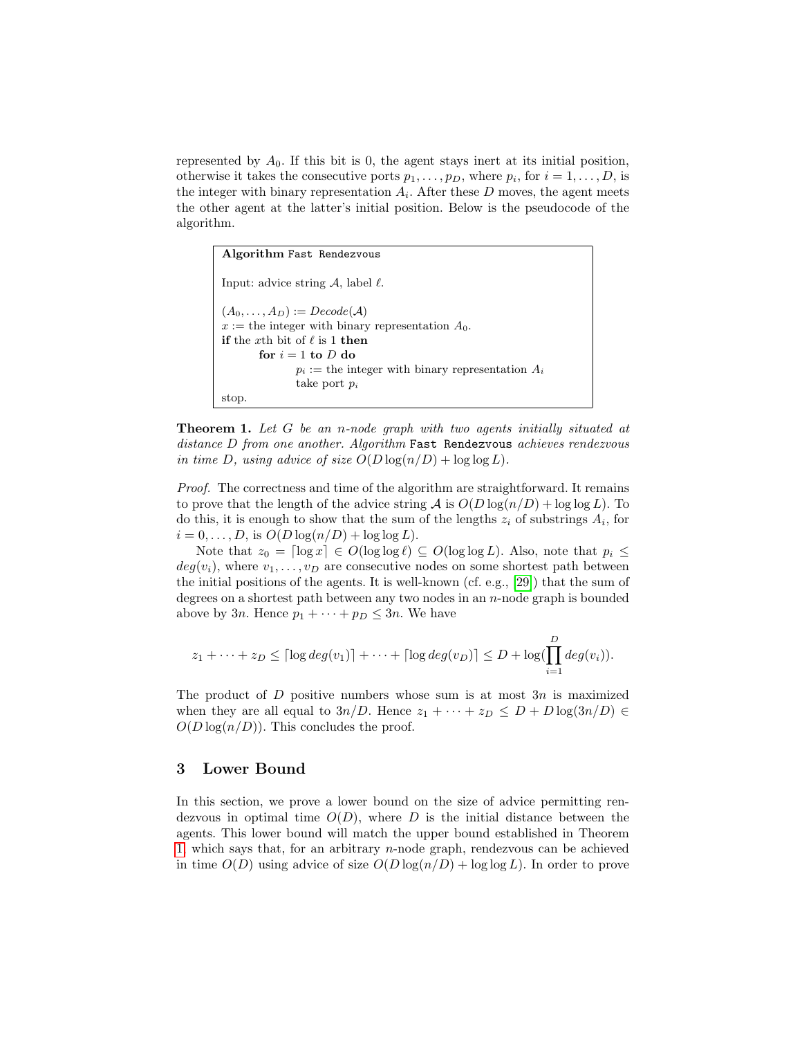represented by $A_0$. If this bit is 0, the agent stays inert at its initial position, otherwise it takes the consecutive ports $p_1, \ldots, p_D$, where $p_i$, for $i = 1, \ldots, D$, is the integer with binary representation $A_i$. After these $D$ moves, the agent meets the other agent at the latter's initial position. Below is the pseudocode of the algorithm.

```
Algorithm Fast Rendezvous

Input: advice string 𝒜, label ℓ.

(A_0, ..., A_D) := Decode(𝒜)
x := the integer with binary representation A_0.
if the xth bit of ℓ is 1 then
        for i = 1 to D do
                p_i := the integer with binary representation A_i
                take port p_i
stop.
```

**Theorem 1.** *Let $G$ be an $n$-node graph with two agents initially situated at distance $D$ from one another. Algorithm* `Fast Rendezvous` *achieves rendezvous in time $D$, using advice of size $O(D \log(n/D) + \log \log L)$.*

*Proof.* The correctness and time of the algorithm are straightforward. It remains to prove that the length of the advice string $\mathcal{A}$ is $O(D \log(n/D) + \log \log L)$. To do this, it is enough to show that the sum of the lengths $z_i$ of substrings $A_i$, for $i = 0, \ldots, D$, is $O(D \log(n/D) + \log \log L)$.

Note that $z_0 = \lceil \log x \rceil \in O(\log \log \ell) \subseteq O(\log \log L)$. Also, note that $p_i \leq deg(v_i)$, where $v_1, \ldots, v_D$ are consecutive nodes on some shortest path between the initial positions of the agents. It is well-known (cf. e.g., [29]) that the sum of degrees on a shortest path between any two nodes in an $n$-node graph is bounded above by $3n$. Hence $p_1 + \cdots + p_D \leq 3n$. We have

$$z_1 + \cdots + z_D \leq \lceil \log deg(v_1) \rceil + \cdots + \lceil \log deg(v_D) \rceil \leq D + \log(\prod_{i=1}^{D} deg(v_i)).$$

The product of $D$ positive numbers whose sum is at most $3n$ is maximized when they are all equal to $3n/D$. Hence $z_1 + \cdots + z_D \leq D + D \log(3n/D) \in O(D \log(n/D))$. This concludes the proof.

## 3 Lower Bound

In this section, we prove a lower bound on the size of advice permitting rendezvous in optimal time $O(D)$, where $D$ is the initial distance between the agents. This lower bound will match the upper bound established in Theorem 1 which says that, for an arbitrary $n$-node graph, rendezvous can be achieved in time $O(D)$ using advice of size $O(D \log(n/D) + \log \log L)$. In order to prove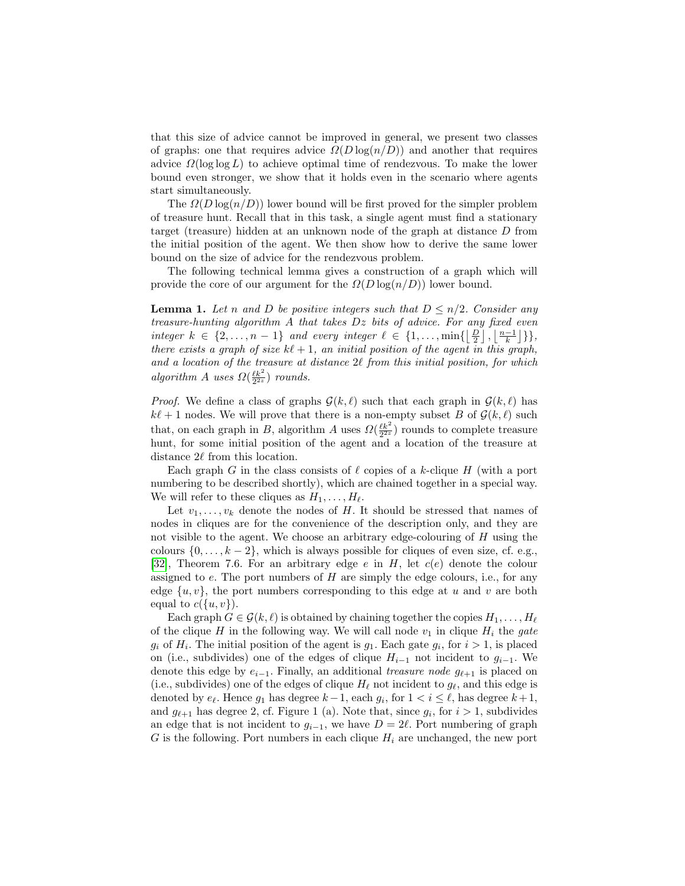that this size of advice cannot be improved in general, we present two classes of graphs: one that requires advice $\Omega(D\log(n/D))$ and another that requires advice $\Omega(\log\log L)$ to achieve optimal time of rendezvous. To make the lower bound even stronger, we show that it holds even in the scenario where agents start simultaneously.

The $\Omega(D\log(n/D))$ lower bound will be first proved for the simpler problem of treasure hunt. Recall that in this task, a single agent must find a stationary target (treasure) hidden at an unknown node of the graph at distance $D$ from the initial position of the agent. We then show how to derive the same lower bound on the size of advice for the rendezvous problem.

The following technical lemma gives a construction of a graph which will provide the core of our argument for the $\Omega(D\log(n/D))$ lower bound.

**Lemma 1.** *Let $n$ and $D$ be positive integers such that $D \leq n/2$. Consider any treasure-hunting algorithm $A$ that takes $Dz$ bits of advice. For any fixed even integer $k \in \{2,\ldots,n-1\}$ and every integer $\ell \in \{1,\ldots,\min\{\lfloor \frac{D}{2} \rfloor, \lfloor \frac{n-1}{k} \rfloor\}\}$, there exists a graph of size $k\ell+1$, an initial position of the agent in this graph, and a location of the treasure at distance $2\ell$ from this initial position, for which algorithm $A$ uses $\Omega(\frac{\ell k^2}{2^{2z}})$ rounds.*

*Proof.* We define a class of graphs $\mathcal{G}(k,\ell)$ such that each graph in $\mathcal{G}(k,\ell)$ has $k\ell+1$ nodes. We will prove that there is a non-empty subset $B$ of $\mathcal{G}(k,\ell)$ such that, on each graph in $B$, algorithm $A$ uses $\Omega(\frac{\ell k^2}{2^{2z}})$ rounds to complete treasure hunt, for some initial position of the agent and a location of the treasure at distance $2\ell$ from this location.

Each graph $G$ in the class consists of $\ell$ copies of a $k$-clique $H$ (with a port numbering to be described shortly), which are chained together in a special way. We will refer to these cliques as $H_1,\ldots,H_\ell$.

Let $v_1,\ldots,v_k$ denote the nodes of $H$. It should be stressed that names of nodes in cliques are for the convenience of the description only, and they are not visible to the agent. We choose an arbitrary edge-colouring of $H$ using the colours $\{0,\ldots,k-2\}$, which is always possible for cliques of even size, cf. e.g., [32], Theorem 7.6. For an arbitrary edge $e$ in $H$, let $c(e)$ denote the colour assigned to $e$. The port numbers of $H$ are simply the edge colours, i.e., for any edge $\{u,v\}$, the port numbers corresponding to this edge at $u$ and $v$ are both equal to $c(\{u,v\})$.

Each graph $G \in \mathcal{G}(k,\ell)$ is obtained by chaining together the copies $H_1,\ldots,H_\ell$ of the clique $H$ in the following way. We will call node $v_1$ in clique $H_i$ the *gate* $g_i$ of $H_i$. The initial position of the agent is $g_1$. Each gate $g_i$, for $i > 1$, is placed on (i.e., subdivides) one of the edges of clique $H_{i-1}$ not incident to $g_{i-1}$. We denote this edge by $e_{i-1}$. Finally, an additional *treasure node* $g_{\ell+1}$ is placed on (i.e., subdivides) one of the edges of clique $H_\ell$ not incident to $g_\ell$, and this edge is denoted by $e_\ell$. Hence $g_1$ has degree $k-1$, each $g_i$, for $1 < i \leq \ell$, has degree $k+1$, and $g_{\ell+1}$ has degree 2, cf. Figure 1 (a). Note that, since $g_i$, for $i > 1$, subdivides an edge that is not incident to $g_{i-1}$, we have $D = 2\ell$. Port numbering of graph $G$ is the following. Port numbers in each clique $H_i$ are unchanged, the new port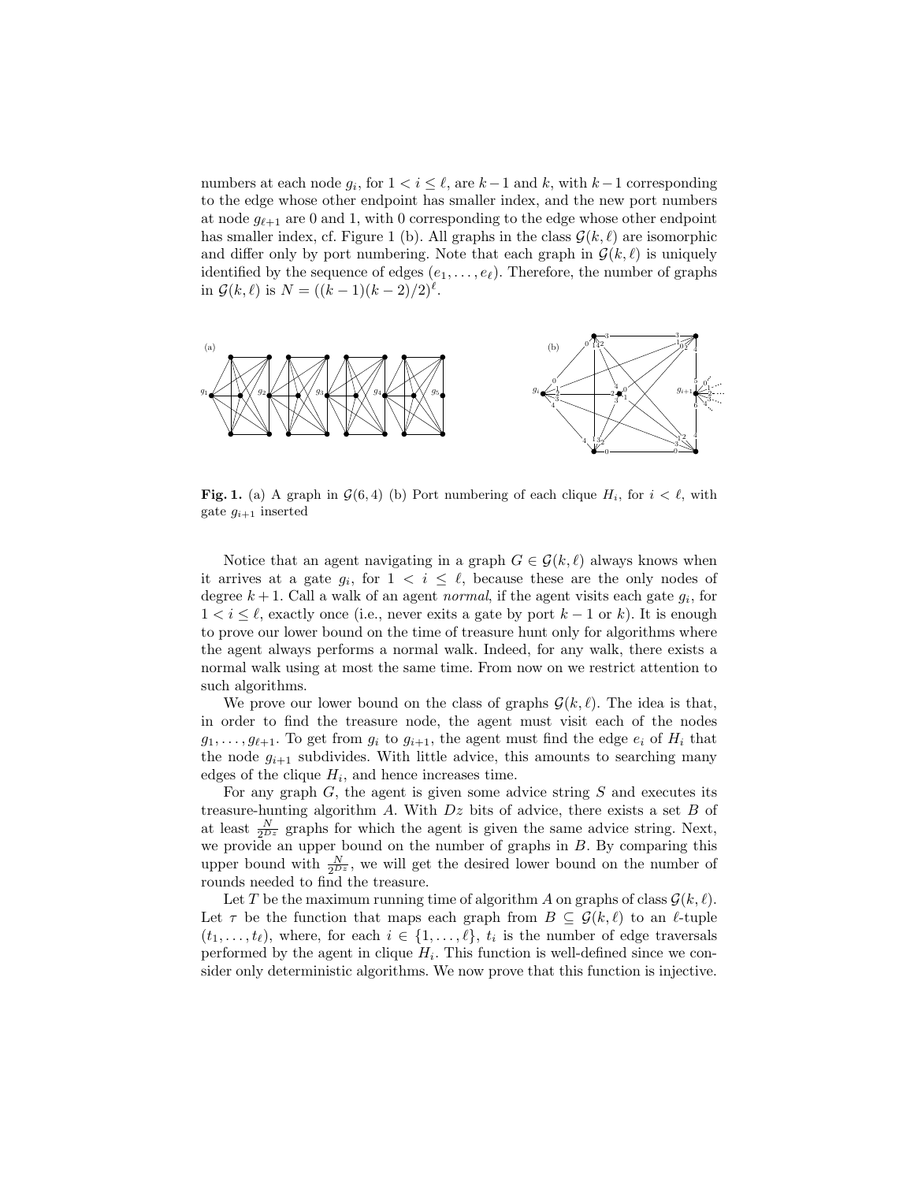numbers at each node $g_i$, for $1 < i \leq \ell$, are $k-1$ and $k$, with $k-1$ corresponding to the edge whose other endpoint has smaller index, and the new port numbers at node $g_{\ell+1}$ are 0 and 1, with 0 corresponding to the edge whose other endpoint has smaller index, cf. Figure 1 (b). All graphs in the class $\mathcal{G}(k,\ell)$ are isomorphic and differ only by port numbering. Note that each graph in $\mathcal{G}(k,\ell)$ is uniquely identified by the sequence of edges $(e_1,\ldots,e_\ell)$. Therefore, the number of graphs in $\mathcal{G}(k,\ell)$ is $N = ((k-1)(k-2)/2)^\ell$.

**Fig. 1.** (a) A graph in $\mathcal{G}(6,4)$ (b) Port numbering of each clique $H_i$, for $i < \ell$, with gate $g_{i+1}$ inserted

Notice that an agent navigating in a graph $G \in \mathcal{G}(k,\ell)$ always knows when it arrives at a gate $g_i$, for $1 < i \leq \ell$, because these are the only nodes of degree $k+1$. Call a walk of an agent *normal*, if the agent visits each gate $g_i$, for $1 < i \leq \ell$, exactly once (i.e., never exits a gate by port $k-1$ or $k$). It is enough to prove our lower bound on the time of treasure hunt only for algorithms where the agent always performs a normal walk. Indeed, for any walk, there exists a normal walk using at most the same time. From now on we restrict attention to such algorithms.

We prove our lower bound on the class of graphs $\mathcal{G}(k,\ell)$. The idea is that, in order to find the treasure node, the agent must visit each of the nodes $g_1,\ldots,g_{\ell+1}$. To get from $g_i$ to $g_{i+1}$, the agent must find the edge $e_i$ of $H_i$ that the node $g_{i+1}$ subdivides. With little advice, this amounts to searching many edges of the clique $H_i$, and hence increases time.

For any graph $G$, the agent is given some advice string $S$ and executes its treasure-hunting algorithm $A$. With $Dz$ bits of advice, there exists a set $B$ of at least $\frac{N}{2^{Dz}}$ graphs for which the agent is given the same advice string. Next, we provide an upper bound on the number of graphs in $B$. By comparing this upper bound with $\frac{N}{2^{Dz}}$, we will get the desired lower bound on the number of rounds needed to find the treasure.

Let $T$ be the maximum running time of algorithm $A$ on graphs of class $\mathcal{G}(k,\ell)$. Let $\tau$ be the function that maps each graph from $B \subseteq \mathcal{G}(k,\ell)$ to an $\ell$-tuple $(t_1,\ldots,t_\ell)$, where, for each $i \in \{1,\ldots,\ell\}$, $t_i$ is the number of edge traversals performed by the agent in clique $H_i$. This function is well-defined since we consider only deterministic algorithms. We now prove that this function is injective.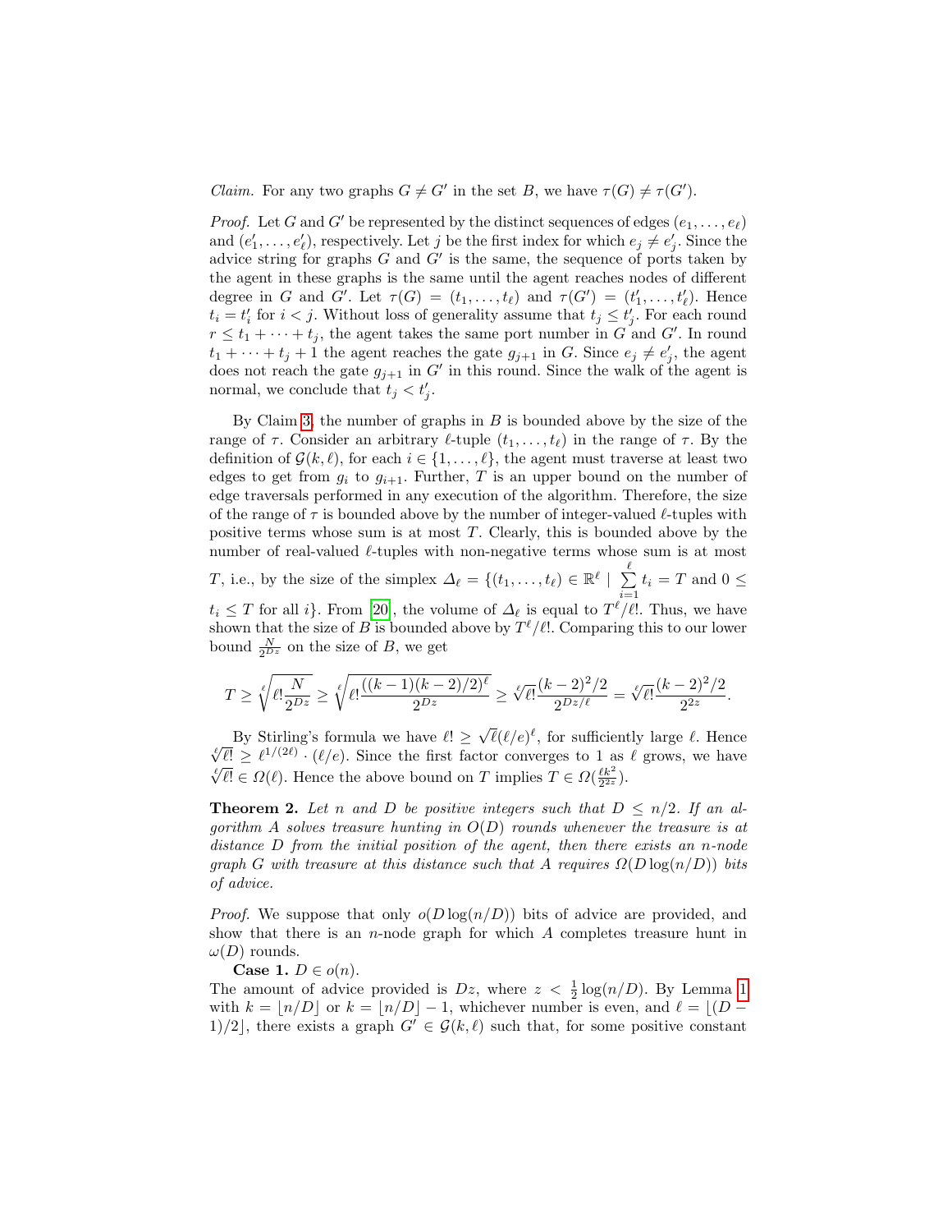*Claim.* For any two graphs $G \neq G'$ in the set $B$, we have $\tau(G) \neq \tau(G')$.

*Proof.* Let $G$ and $G'$ be represented by the distinct sequences of edges $(e_1, \ldots, e_\ell)$ and $(e'_1, \ldots, e'_\ell)$, respectively. Let $j$ be the first index for which $e_j \neq e'_j$. Since the advice string for graphs $G$ and $G'$ is the same, the sequence of ports taken by the agent in these graphs is the same until the agent reaches nodes of different degree in $G$ and $G'$. Let $\tau(G) = (t_1, \ldots, t_\ell)$ and $\tau(G') = (t'_1, \ldots, t'_\ell)$. Hence $t_i = t'_i$ for $i < j$. Without loss of generality assume that $t_j \leq t'_j$. For each round $r \leq t_1 + \cdots + t_j$, the agent takes the same port number in $G$ and $G'$. In round $t_1 + \cdots + t_j + 1$ the agent reaches the gate $g_{j+1}$ in $G$. Since $e_j \neq e'_j$, the agent does not reach the gate $g_{j+1}$ in $G'$ in this round. Since the walk of the agent is normal, we conclude that $t_j < t'_j$.

By Claim 3, the number of graphs in $B$ is bounded above by the size of the range of $\tau$. Consider an arbitrary $\ell$-tuple $(t_1, \ldots, t_\ell)$ in the range of $\tau$. By the definition of $\mathcal{G}(k, \ell)$, for each $i \in \{1, \ldots, \ell\}$, the agent must traverse at least two edges to get from $g_i$ to $g_{i+1}$. Further, $T$ is an upper bound on the number of edge traversals performed in any execution of the algorithm. Therefore, the size of the range of $\tau$ is bounded above by the number of integer-valued $\ell$-tuples with positive terms whose sum is at most $T$. Clearly, this is bounded above by the number of real-valued $\ell$-tuples with non-negative terms whose sum is at most $T$, i.e., by the size of the simplex $\Delta_\ell = \{(t_1, \ldots, t_\ell) \in \mathbb{R}^\ell \mid \sum_{i=1}^{\ell} t_i = T \text{ and } 0 \leq t_i \leq T \text{ for all } i\}$. From [20], the volume of $\Delta_\ell$ is equal to $T^\ell/\ell!$. Thus, we have shown that the size of $B$ is bounded above by $T^\ell/\ell!$. Comparing this to our lower bound $\frac{N}{2^{Dz}}$ on the size of $B$, we get

$$T \geq \sqrt[\ell]{\ell! \frac{N}{2^{Dz}}} \geq \sqrt[\ell]{\ell! \frac{((k-1)(k-2)/2)^\ell}{2^{Dz}}} \geq \sqrt[\ell]{\ell!} \frac{(k-2)^2/2}{2^{Dz/\ell}} = \sqrt[\ell]{\ell!} \frac{(k-2)^2/2}{2^{2z}}.$$

By Stirling's formula we have $\ell! \geq \sqrt{\ell}(\ell/e)^\ell$, for sufficiently large $\ell$. Hence $\sqrt[\ell]{\ell!} \geq \ell^{1/(2\ell)} \cdot (\ell/e)$. Since the first factor converges to 1 as $\ell$ grows, we have $\sqrt[\ell]{\ell!} \in \Omega(\ell)$. Hence the above bound on $T$ implies $T \in \Omega(\frac{\ell k^2}{2^{2z}})$.

**Theorem 2.** *Let $n$ and $D$ be positive integers such that $D \leq n/2$. If an algorithm $A$ solves treasure hunting in $O(D)$ rounds whenever the treasure is at distance $D$ from the initial position of the agent, then there exists an $n$-node graph $G$ with treasure at this distance such that $A$ requires $\Omega(D \log(n/D))$ bits of advice.*

*Proof.* We suppose that only $o(D \log(n/D))$ bits of advice are provided, and show that there is an $n$-node graph for which $A$ completes treasure hunt in $\omega(D)$ rounds.

**Case 1.** $D \in o(n)$.
The amount of advice provided is $Dz$, where $z < \frac{1}{2} \log(n/D)$. By Lemma 1 with $k = \lfloor n/D \rfloor$ or $k = \lfloor n/D \rfloor - 1$, whichever number is even, and $\ell = \lfloor (D - 1)/2 \rfloor$, there exists a graph $G' \in \mathcal{G}(k, \ell)$ such that, for some positive constant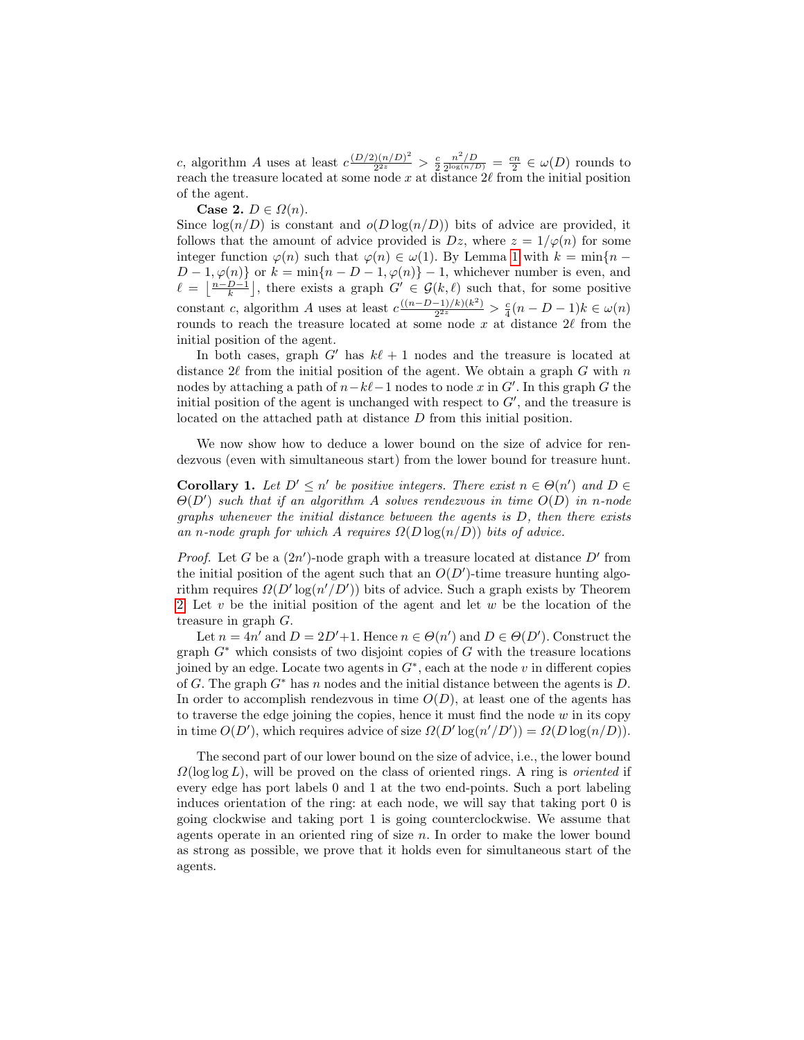$c$, algorithm $A$ uses at least $c\frac{(D/2)(n/D)^2}{2^{2z}} > \frac{c}{2}\frac{n^2/D}{2^{\log(n/D)}} = \frac{cn}{2} \in \omega(D)$ rounds to reach the treasure located at some node $x$ at distance $2\ell$ from the initial position of the agent.

**Case 2.** $D \in \Omega(n)$.
Since $\log(n/D)$ is constant and $o(D\log(n/D))$ bits of advice are provided, it follows that the amount of advice provided is $Dz$, where $z = 1/\varphi(n)$ for some integer function $\varphi(n)$ such that $\varphi(n) \in \omega(1)$. By Lemma 1 with $k = \min\{n - D - 1, \varphi(n)\}$ or $k = \min\{n - D - 1, \varphi(n)\} - 1$, whichever number is even, and $\ell = \left\lfloor \frac{n-D-1}{k} \right\rfloor$, there exists a graph $G' \in \mathcal{G}(k,\ell)$ such that, for some positive constant $c$, algorithm $A$ uses at least $c\frac{((n-D-1)/k)(k^2)}{2^{2z}} > \frac{c}{4}(n-D-1)k \in \omega(n)$ rounds to reach the treasure located at some node $x$ at distance $2\ell$ from the initial position of the agent.

In both cases, graph $G'$ has $k\ell + 1$ nodes and the treasure is located at distance $2\ell$ from the initial position of the agent. We obtain a graph $G$ with $n$ nodes by attaching a path of $n - k\ell - 1$ nodes to node $x$ in $G'$. In this graph $G$ the initial position of the agent is unchanged with respect to $G'$, and the treasure is located on the attached path at distance $D$ from this initial position.

We now show how to deduce a lower bound on the size of advice for rendezvous (even with simultaneous start) from the lower bound for treasure hunt.

**Corollary 1.** *Let $D' \leq n'$ be positive integers. There exist $n \in \Theta(n')$ and $D \in \Theta(D')$ such that if an algorithm $A$ solves rendezvous in time $O(D)$ in $n$-node graphs whenever the initial distance between the agents is $D$, then there exists an $n$-node graph for which $A$ requires $\Omega(D\log(n/D))$ bits of advice.*

*Proof.* Let $G$ be a $(2n')$-node graph with a treasure located at distance $D'$ from the initial position of the agent such that an $O(D')$-time treasure hunting algorithm requires $\Omega(D'\log(n'/D'))$ bits of advice. Such a graph exists by Theorem 2. Let $v$ be the initial position of the agent and let $w$ be the location of the treasure in graph $G$.

Let $n = 4n'$ and $D = 2D'+1$. Hence $n \in \Theta(n')$ and $D \in \Theta(D')$. Construct the graph $G^*$ which consists of two disjoint copies of $G$ with the treasure locations joined by an edge. Locate two agents in $G^*$, each at the node $v$ in different copies of $G$. The graph $G^*$ has $n$ nodes and the initial distance between the agents is $D$. In order to accomplish rendezvous in time $O(D)$, at least one of the agents has to traverse the edge joining the copies, hence it must find the node $w$ in its copy in time $O(D')$, which requires advice of size $\Omega(D'\log(n'/D')) = \Omega(D\log(n/D))$.

The second part of our lower bound on the size of advice, i.e., the lower bound $\Omega(\log\log L)$, will be proved on the class of oriented rings. A ring is *oriented* if every edge has port labels 0 and 1 at the two end-points. Such a port labeling induces orientation of the ring: at each node, we will say that taking port 0 is going clockwise and taking port 1 is going counterclockwise. We assume that agents operate in an oriented ring of size $n$. In order to make the lower bound as strong as possible, we prove that it holds even for simultaneous start of the agents.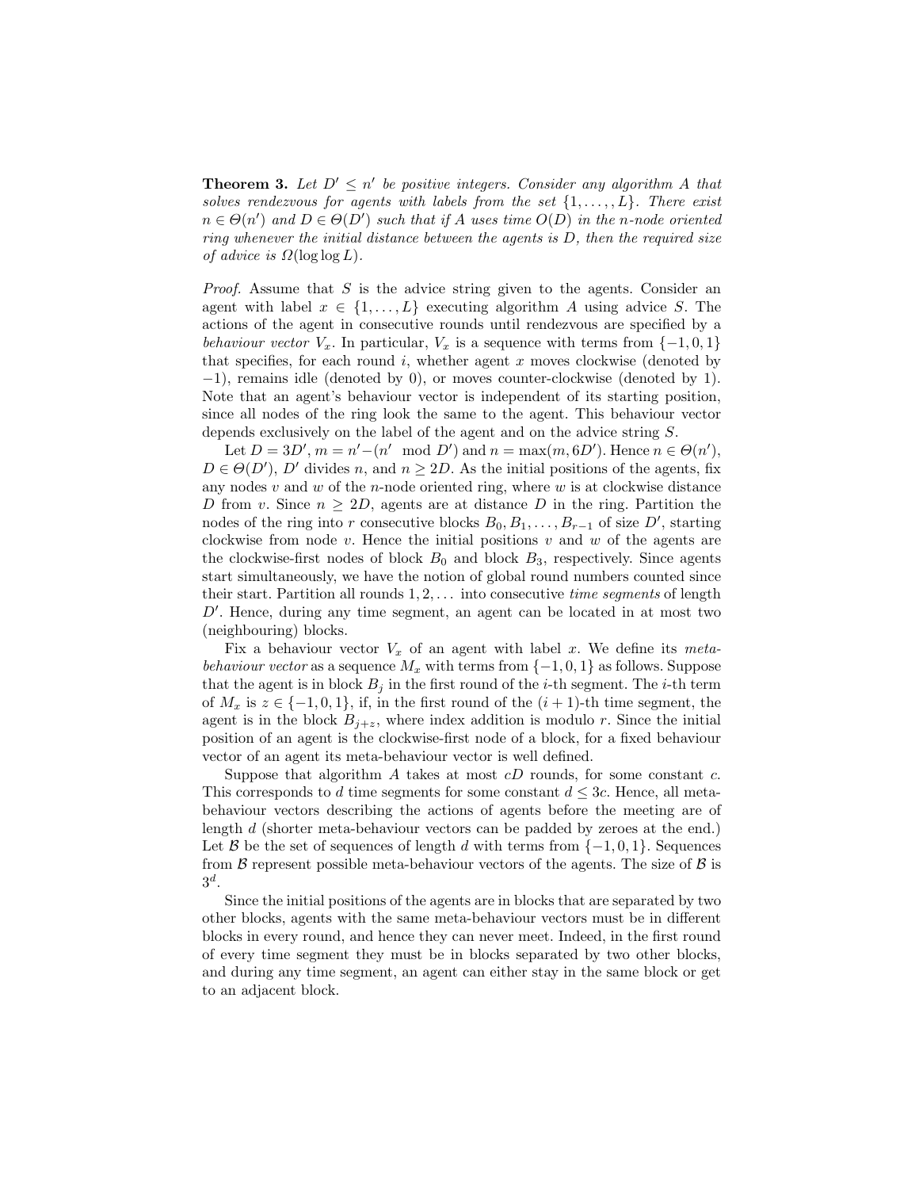**Theorem 3.** *Let $D' \leq n'$ be positive integers. Consider any algorithm $A$ that solves rendezvous for agents with labels from the set $\{1, \ldots, L\}$. There exist $n \in \Theta(n')$ and $D \in \Theta(D')$ such that if $A$ uses time $O(D)$ in the $n$-node oriented ring whenever the initial distance between the agents is $D$, then the required size of advice is $\Omega(\log \log L)$.*

*Proof.* Assume that $S$ is the advice string given to the agents. Consider an agent with label $x \in \{1, \ldots, L\}$ executing algorithm $A$ using advice $S$. The actions of the agent in consecutive rounds until rendezvous are specified by a *behaviour vector* $V_x$. In particular, $V_x$ is a sequence with terms from $\{-1, 0, 1\}$ that specifies, for each round $i$, whether agent $x$ moves clockwise (denoted by $-1$), remains idle (denoted by 0), or moves counter-clockwise (denoted by 1). Note that an agent's behaviour vector is independent of its starting position, since all nodes of the ring look the same to the agent. This behaviour vector depends exclusively on the label of the agent and on the advice string $S$.

Let $D = 3D'$, $m = n' - (n' \mod D')$ and $n = \max(m, 6D')$. Hence $n \in \Theta(n')$, $D \in \Theta(D')$, $D'$ divides $n$, and $n \geq 2D$. As the initial positions of the agents, fix any nodes $v$ and $w$ of the $n$-node oriented ring, where $w$ is at clockwise distance $D$ from $v$. Since $n \geq 2D$, agents are at distance $D$ in the ring. Partition the nodes of the ring into $r$ consecutive blocks $B_0, B_1, \ldots, B_{r-1}$ of size $D'$, starting clockwise from node $v$. Hence the initial positions $v$ and $w$ of the agents are the clockwise-first nodes of block $B_0$ and block $B_3$, respectively. Since agents start simultaneously, we have the notion of global round numbers counted since their start. Partition all rounds $1, 2, \ldots$ into consecutive *time segments* of length $D'$. Hence, during any time segment, an agent can be located in at most two (neighbouring) blocks.

Fix a behaviour vector $V_x$ of an agent with label $x$. We define its *meta-behaviour vector* as a sequence $M_x$ with terms from $\{-1, 0, 1\}$ as follows. Suppose that the agent is in block $B_j$ in the first round of the $i$-th segment. The $i$-th term of $M_x$ is $z \in \{-1, 0, 1\}$, if, in the first round of the $(i+1)$-th time segment, the agent is in the block $B_{j+z}$, where index addition is modulo $r$. Since the initial position of an agent is the clockwise-first node of a block, for a fixed behaviour vector of an agent its meta-behaviour vector is well defined.

Suppose that algorithm $A$ takes at most $cD$ rounds, for some constant $c$. This corresponds to $d$ time segments for some constant $d \leq 3c$. Hence, all meta-behaviour vectors describing the actions of agents before the meeting are of length $d$ (shorter meta-behaviour vectors can be padded by zeroes at the end.) Let $\mathcal{B}$ be the set of sequences of length $d$ with terms from $\{-1, 0, 1\}$. Sequences from $\mathcal{B}$ represent possible meta-behaviour vectors of the agents. The size of $\mathcal{B}$ is $3^d$.

Since the initial positions of the agents are in blocks that are separated by two other blocks, agents with the same meta-behaviour vectors must be in different blocks in every round, and hence they can never meet. Indeed, in the first round of every time segment they must be in blocks separated by two other blocks, and during any time segment, an agent can either stay in the same block or get to an adjacent block.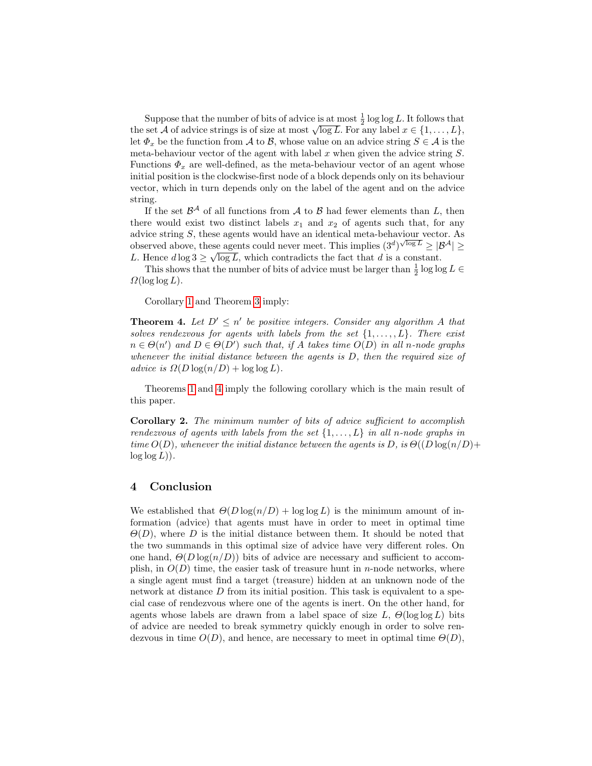Suppose that the number of bits of advice is at most $\frac{1}{2}\log\log L$. It follows that the set $\mathcal{A}$ of advice strings is of size at most $\sqrt{\log L}$. For any label $x \in \{1,\ldots,L\}$, let $\Phi_x$ be the function from $\mathcal{A}$ to $\mathcal{B}$, whose value on an advice string $S \in \mathcal{A}$ is the meta-behaviour vector of the agent with label $x$ when given the advice string $S$. Functions $\Phi_x$ are well-defined, as the meta-behaviour vector of an agent whose initial position is the clockwise-first node of a block depends only on its behaviour vector, which in turn depends only on the label of the agent and on the advice string.

If the set $\mathcal{B}^{\mathcal{A}}$ of all functions from $\mathcal{A}$ to $\mathcal{B}$ had fewer elements than $L$, then there would exist two distinct labels $x_1$ and $x_2$ of agents such that, for any advice string $S$, these agents would have an identical meta-behaviour vector. As observed above, these agents could never meet. This implies $(3^d)^{\sqrt{\log L}} \geq |\mathcal{B}^{\mathcal{A}}| \geq L$. Hence $d \log 3 \geq \sqrt{\log L}$, which contradicts the fact that $d$ is a constant.

This shows that the number of bits of advice must be larger than $\frac{1}{2}\log\log L \in \Omega(\log\log L)$.

Corollary 1 and Theorem 3 imply:

**Theorem 4.** *Let $D' \leq n'$ be positive integers. Consider any algorithm $A$ that solves rendezvous for agents with labels from the set $\{1,\ldots,,L\}$. There exist $n \in \Theta(n')$ and $D \in \Theta(D')$ such that, if $A$ takes time $O(D)$ in all $n$-node graphs whenever the initial distance between the agents is $D$, then the required size of advice is $\Omega(D\log(n/D) + \log\log L)$.*

Theorems 1 and 4 imply the following corollary which is the main result of this paper.

**Corollary 2.** *The minimum number of bits of advice sufficient to accomplish rendezvous of agents with labels from the set $\{1,\ldots,L\}$ in all $n$-node graphs in time $O(D)$, whenever the initial distance between the agents is $D$, is $\Theta((D\log(n/D) + \log\log L))$.*

# 4 Conclusion

We established that $\Theta(D\log(n/D) + \log\log L)$ is the minimum amount of information (advice) that agents must have in order to meet in optimal time $\Theta(D)$, where $D$ is the initial distance between them. It should be noted that the two summands in this optimal size of advice have very different roles. On one hand, $\Theta(D\log(n/D))$ bits of advice are necessary and sufficient to accomplish, in $O(D)$ time, the easier task of treasure hunt in $n$-node networks, where a single agent must find a target (treasure) hidden at an unknown node of the network at distance $D$ from its initial position. This task is equivalent to a special case of rendezvous where one of the agents is inert. On the other hand, for agents whose labels are drawn from a label space of size $L$, $\Theta(\log\log L)$ bits of advice are needed to break symmetry quickly enough in order to solve rendezvous in time $O(D)$, and hence, are necessary to meet in optimal time $\Theta(D)$,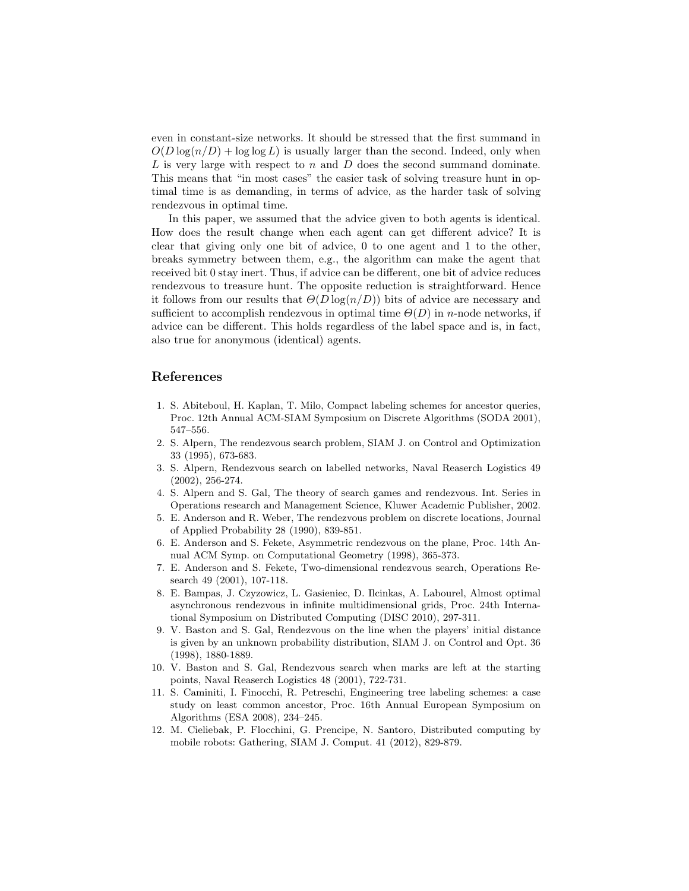even in constant-size networks. It should be stressed that the first summand in $O(D \log(n/D) + \log\log L)$ is usually larger than the second. Indeed, only when $L$ is very large with respect to $n$ and $D$ does the second summand dominate. This means that "in most cases" the easier task of solving treasure hunt in optimal time is as demanding, in terms of advice, as the harder task of solving rendezvous in optimal time.

In this paper, we assumed that the advice given to both agents is identical. How does the result change when each agent can get different advice? It is clear that giving only one bit of advice, 0 to one agent and 1 to the other, breaks symmetry between them, e.g., the algorithm can make the agent that received bit 0 stay inert. Thus, if advice can be different, one bit of advice reduces rendezvous to treasure hunt. The opposite reduction is straightforward. Hence it follows from our results that $\Theta(D \log(n/D))$ bits of advice are necessary and sufficient to accomplish rendezvous in optimal time $\Theta(D)$ in $n$-node networks, if advice can be different. This holds regardless of the label space and is, in fact, also true for anonymous (identical) agents.

## References

1. S. Abiteboul, H. Kaplan, T. Milo, Compact labeling schemes for ancestor queries, Proc. 12th Annual ACM-SIAM Symposium on Discrete Algorithms (SODA 2001), 547–556.
2. S. Alpern, The rendezvous search problem, SIAM J. on Control and Optimization 33 (1995), 673-683.
3. S. Alpern, Rendezvous search on labelled networks, Naval Reaserch Logistics 49 (2002), 256-274.
4. S. Alpern and S. Gal, The theory of search games and rendezvous. Int. Series in Operations research and Management Science, Kluwer Academic Publisher, 2002.
5. E. Anderson and R. Weber, The rendezvous problem on discrete locations, Journal of Applied Probability 28 (1990), 839-851.
6. E. Anderson and S. Fekete, Asymmetric rendezvous on the plane, Proc. 14th Annual ACM Symp. on Computational Geometry (1998), 365-373.
7. E. Anderson and S. Fekete, Two-dimensional rendezvous search, Operations Research 49 (2001), 107-118.
8. E. Bampas, J. Czyzowicz, L. Gasieniec, D. Ilcinkas, A. Labourel, Almost optimal asynchronous rendezvous in infinite multidimensional grids, Proc. 24th International Symposium on Distributed Computing (DISC 2010), 297-311.
9. V. Baston and S. Gal, Rendezvous on the line when the players' initial distance is given by an unknown probability distribution, SIAM J. on Control and Opt. 36 (1998), 1880-1889.
10. V. Baston and S. Gal, Rendezvous search when marks are left at the starting points, Naval Reaserch Logistics 48 (2001), 722-731.
11. S. Caminiti, I. Finocchi, R. Petreschi, Engineering tree labeling schemes: a case study on least common ancestor, Proc. 16th Annual European Symposium on Algorithms (ESA 2008), 234–245.
12. M. Cieliebak, P. Flocchini, G. Prencipe, N. Santoro, Distributed computing by mobile robots: Gathering, SIAM J. Comput. 41 (2012), 829-879.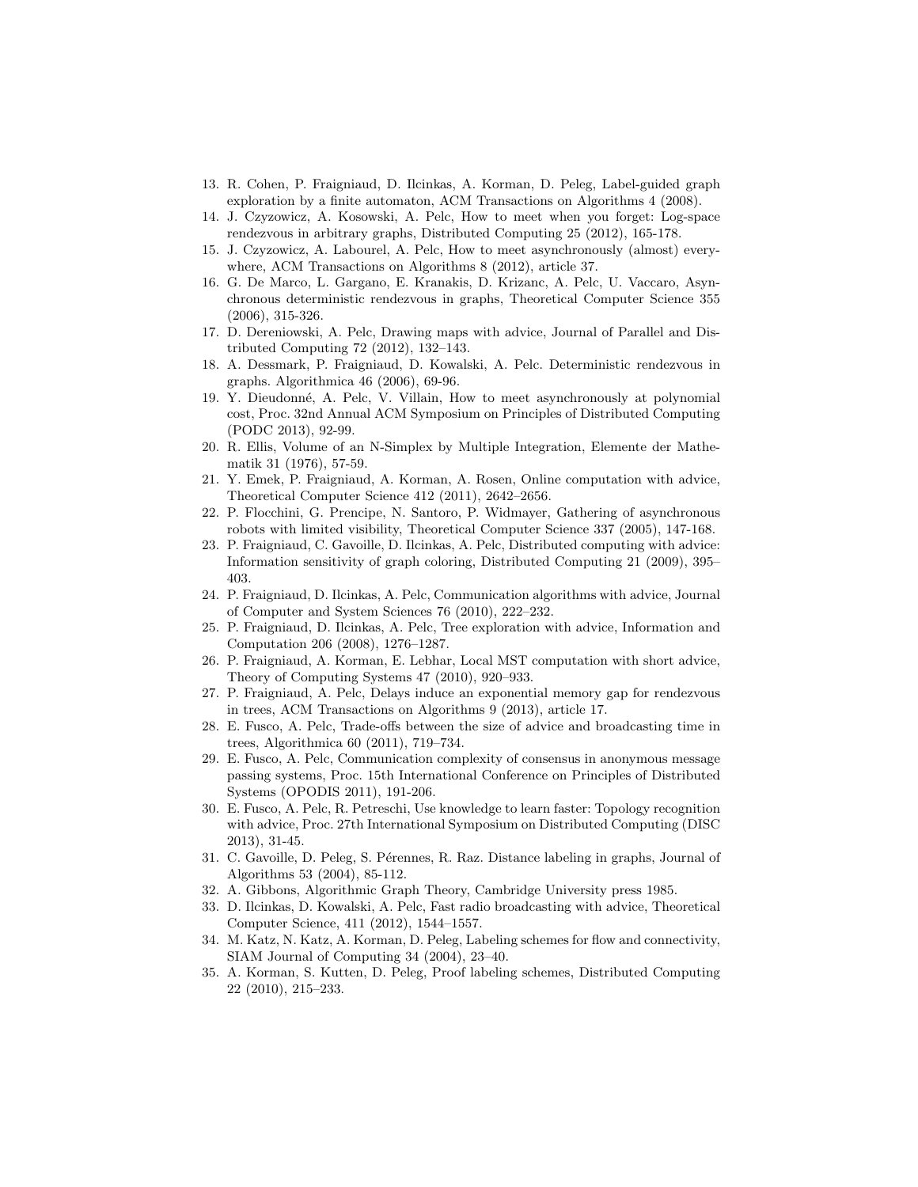13. R. Cohen, P. Fraigniaud, D. Ilcinkas, A. Korman, D. Peleg, Label-guided graph exploration by a finite automaton, ACM Transactions on Algorithms 4 (2008).
14. J. Czyzowicz, A. Kosowski, A. Pelc, How to meet when you forget: Log-space rendezvous in arbitrary graphs, Distributed Computing 25 (2012), 165-178.
15. J. Czyzowicz, A. Labourel, A. Pelc, How to meet asynchronously (almost) everywhere, ACM Transactions on Algorithms 8 (2012), article 37.
16. G. De Marco, L. Gargano, E. Kranakis, D. Krizanc, A. Pelc, U. Vaccaro, Asynchronous deterministic rendezvous in graphs, Theoretical Computer Science 355 (2006), 315-326.
17. D. Dereniowski, A. Pelc, Drawing maps with advice, Journal of Parallel and Distributed Computing 72 (2012), 132–143.
18. A. Dessmark, P. Fraigniaud, D. Kowalski, A. Pelc. Deterministic rendezvous in graphs. Algorithmica 46 (2006), 69-96.
19. Y. Dieudonné, A. Pelc, V. Villain, How to meet asynchronously at polynomial cost, Proc. 32nd Annual ACM Symposium on Principles of Distributed Computing (PODC 2013), 92-99.
20. R. Ellis, Volume of an N-Simplex by Multiple Integration, Elemente der Mathematik 31 (1976), 57-59.
21. Y. Emek, P. Fraigniaud, A. Korman, A. Rosen, Online computation with advice, Theoretical Computer Science 412 (2011), 2642–2656.
22. P. Flocchini, G. Prencipe, N. Santoro, P. Widmayer, Gathering of asynchronous robots with limited visibility, Theoretical Computer Science 337 (2005), 147-168.
23. P. Fraigniaud, C. Gavoille, D. Ilcinkas, A. Pelc, Distributed computing with advice: Information sensitivity of graph coloring, Distributed Computing 21 (2009), 395–403.
24. P. Fraigniaud, D. Ilcinkas, A. Pelc, Communication algorithms with advice, Journal of Computer and System Sciences 76 (2010), 222–232.
25. P. Fraigniaud, D. Ilcinkas, A. Pelc, Tree exploration with advice, Information and Computation 206 (2008), 1276–1287.
26. P. Fraigniaud, A. Korman, E. Lebhar, Local MST computation with short advice, Theory of Computing Systems 47 (2010), 920–933.
27. P. Fraigniaud, A. Pelc, Delays induce an exponential memory gap for rendezvous in trees, ACM Transactions on Algorithms 9 (2013), article 17.
28. E. Fusco, A. Pelc, Trade-offs between the size of advice and broadcasting time in trees, Algorithmica 60 (2011), 719–734.
29. E. Fusco, A. Pelc, Communication complexity of consensus in anonymous message passing systems, Proc. 15th International Conference on Principles of Distributed Systems (OPODIS 2011), 191-206.
30. E. Fusco, A. Pelc, R. Petreschi, Use knowledge to learn faster: Topology recognition with advice, Proc. 27th International Symposium on Distributed Computing (DISC 2013), 31-45.
31. C. Gavoille, D. Peleg, S. Pérennes, R. Raz. Distance labeling in graphs, Journal of Algorithms 53 (2004), 85-112.
32. A. Gibbons, Algorithmic Graph Theory, Cambridge University press 1985.
33. D. Ilcinkas, D. Kowalski, A. Pelc, Fast radio broadcasting with advice, Theoretical Computer Science, 411 (2012), 1544–1557.
34. M. Katz, N. Katz, A. Korman, D. Peleg, Labeling schemes for flow and connectivity, SIAM Journal of Computing 34 (2004), 23–40.
35. A. Korman, S. Kutten, D. Peleg, Proof labeling schemes, Distributed Computing 22 (2010), 215–233.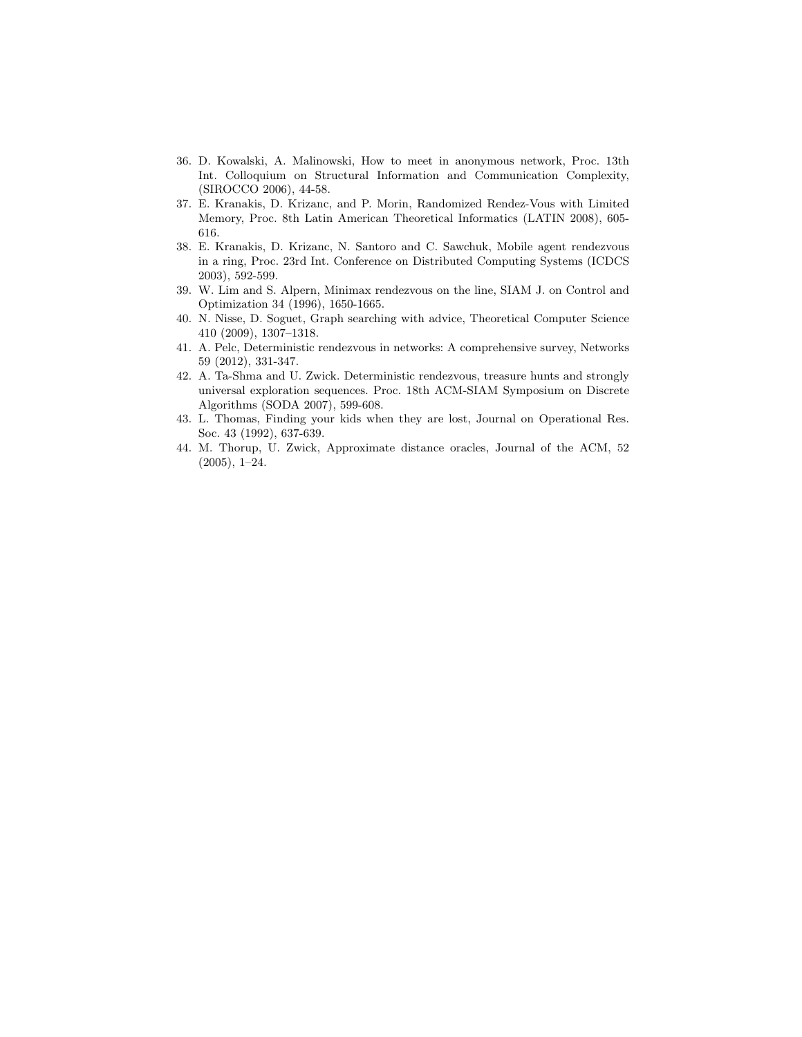36. D. Kowalski, A. Malinowski, How to meet in anonymous network, Proc. 13th Int. Colloquium on Structural Information and Communication Complexity, (SIROCCO 2006), 44-58.
37. E. Kranakis, D. Krizanc, and P. Morin, Randomized Rendez-Vous with Limited Memory, Proc. 8th Latin American Theoretical Informatics (LATIN 2008), 605-616.
38. E. Kranakis, D. Krizanc, N. Santoro and C. Sawchuk, Mobile agent rendezvous in a ring, Proc. 23rd Int. Conference on Distributed Computing Systems (ICDCS 2003), 592-599.
39. W. Lim and S. Alpern, Minimax rendezvous on the line, SIAM J. on Control and Optimization 34 (1996), 1650-1665.
40. N. Nisse, D. Soguet, Graph searching with advice, Theoretical Computer Science 410 (2009), 1307–1318.
41. A. Pelc, Deterministic rendezvous in networks: A comprehensive survey, Networks 59 (2012), 331-347.
42. A. Ta-Shma and U. Zwick. Deterministic rendezvous, treasure hunts and strongly universal exploration sequences. Proc. 18th ACM-SIAM Symposium on Discrete Algorithms (SODA 2007), 599-608.
43. L. Thomas, Finding your kids when they are lost, Journal on Operational Res. Soc. 43 (1992), 637-639.
44. M. Thorup, U. Zwick, Approximate distance oracles, Journal of the ACM, 52 (2005), 1–24.